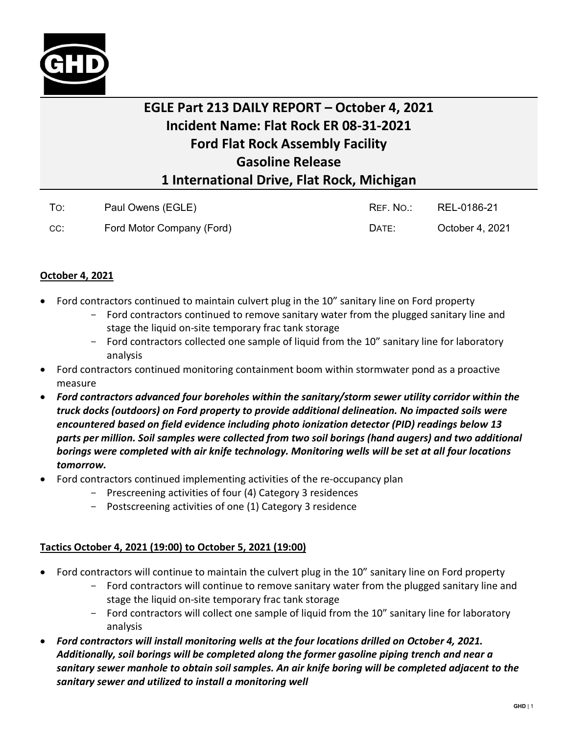# EGLE Part 213 DAILY REPORT – October 4, 2021
# Incident Name: Flat Rock ER 08-31-2021
# Ford Flat Rock Assembly Facility
# Gasoline Release
# 1 International Drive, Flat Rock, Michigan

| | | | |
|---|---|---|---|
| TO: | Paul Owens (EGLE) | REF. NO.: | REL-0186-21 |
| CC: | Ford Motor Company (Ford) | DATE: | October 4, 2021 |

**October 4, 2021**

- Ford contractors continued to maintain culvert plug in the 10" sanitary line on Ford property
  - Ford contractors continued to remove sanitary water from the plugged sanitary line and stage the liquid on-site temporary frac tank storage
  - Ford contractors collected one sample of liquid from the 10" sanitary line for laboratory analysis
- Ford contractors continued monitoring containment boom within stormwater pond as a proactive measure
- ***Ford contractors advanced four boreholes within the sanitary/storm sewer utility corridor within the truck docks (outdoors) on Ford property to provide additional delineation. No impacted soils were encountered based on field evidence including photo ionization detector (PID) readings below 13 parts per million. Soil samples were collected from two soil borings (hand augers) and two additional borings were completed with air knife technology. Monitoring wells will be set at all four locations tomorrow.***
- Ford contractors continued implementing activities of the re-occupancy plan
  - Prescreening activities of four (4) Category 3 residences
  - Postscreening activities of one (1) Category 3 residence

**Tactics October 4, 2021 (19:00) to October 5, 2021 (19:00)**

- Ford contractors will continue to maintain the culvert plug in the 10" sanitary line on Ford property
  - Ford contractors will continue to remove sanitary water from the plugged sanitary line and stage the liquid on-site temporary frac tank storage
  - Ford contractors will collect one sample of liquid from the 10" sanitary line for laboratory analysis
- ***Ford contractors will install monitoring wells at the four locations drilled on October 4, 2021. Additionally, soil borings will be completed along the former gasoline piping trench and near a sanitary sewer manhole to obtain soil samples. An air knife boring will be completed adjacent to the sanitary sewer and utilized to install a monitoring well***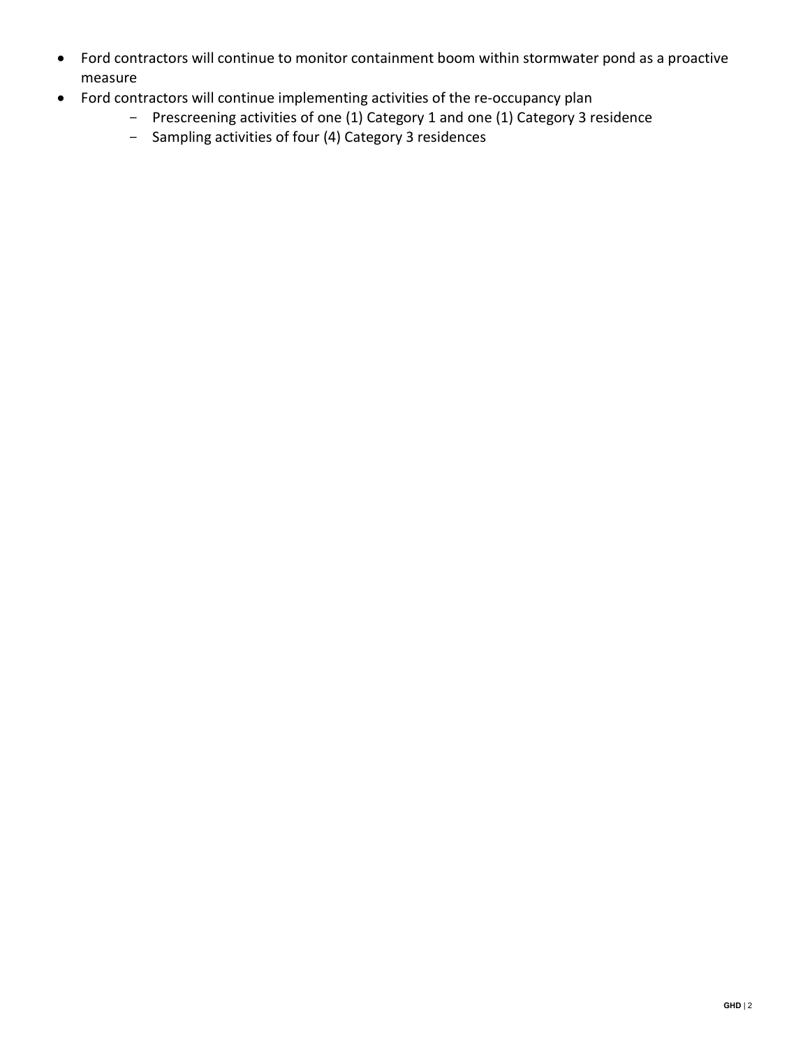- Ford contractors will continue to monitor containment boom within stormwater pond as a proactive measure
- Ford contractors will continue implementing activities of the re-occupancy plan
  - Prescreening activities of one (1) Category 1 and one (1) Category 3 residence
  - Sampling activities of four (4) Category 3 residences